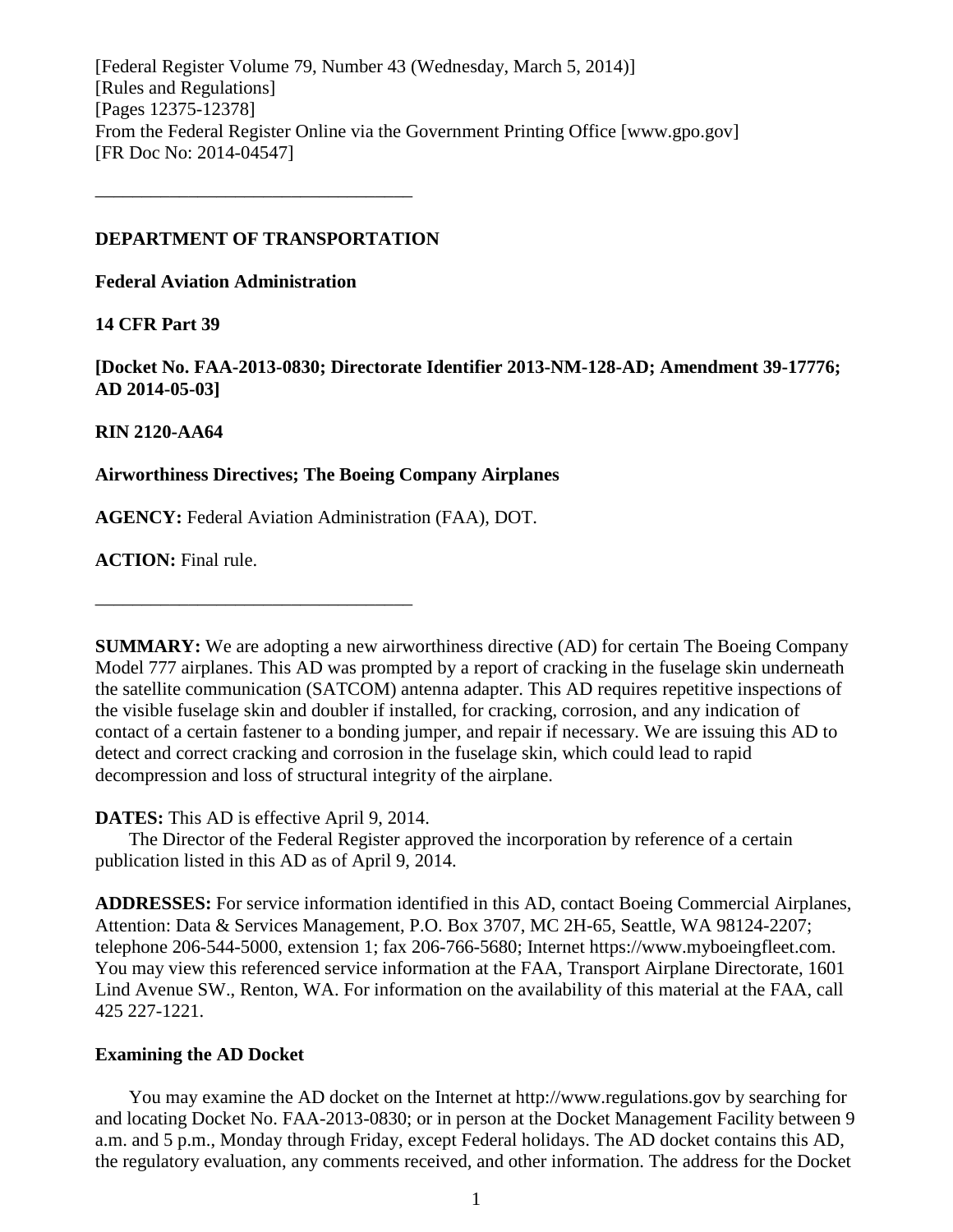[Federal Register Volume 79, Number 43 (Wednesday, March 5, 2014)]
[Rules and Regulations]
[Pages 12375-12378]
From the Federal Register Online via the Government Printing Office [www.gpo.gov]
[FR Doc No: 2014-04547]

---

**DEPARTMENT OF TRANSPORTATION**

**Federal Aviation Administration**

**14 CFR Part 39**

**[Docket No. FAA-2013-0830; Directorate Identifier 2013-NM-128-AD; Amendment 39-17776; AD 2014-05-03]**

**RIN 2120-AA64**

**Airworthiness Directives; The Boeing Company Airplanes**

**AGENCY:** Federal Aviation Administration (FAA), DOT.

**ACTION:** Final rule.

---

**SUMMARY:** We are adopting a new airworthiness directive (AD) for certain The Boeing Company Model 777 airplanes. This AD was prompted by a report of cracking in the fuselage skin underneath the satellite communication (SATCOM) antenna adapter. This AD requires repetitive inspections of the visible fuselage skin and doubler if installed, for cracking, corrosion, and any indication of contact of a certain fastener to a bonding jumper, and repair if necessary. We are issuing this AD to detect and correct cracking and corrosion in the fuselage skin, which could lead to rapid decompression and loss of structural integrity of the airplane.

**DATES:** This AD is effective April 9, 2014.

The Director of the Federal Register approved the incorporation by reference of a certain publication listed in this AD as of April 9, 2014.

**ADDRESSES:** For service information identified in this AD, contact Boeing Commercial Airplanes, Attention: Data & Services Management, P.O. Box 3707, MC 2H-65, Seattle, WA 98124-2207; telephone 206-544-5000, extension 1; fax 206-766-5680; Internet https://www.myboeingfleet.com. You may view this referenced service information at the FAA, Transport Airplane Directorate, 1601 Lind Avenue SW., Renton, WA. For information on the availability of this material at the FAA, call 425 227-1221.

### Examining the AD Docket

You may examine the AD docket on the Internet at http://www.regulations.gov by searching for and locating Docket No. FAA-2013-0830; or in person at the Docket Management Facility between 9 a.m. and 5 p.m., Monday through Friday, except Federal holidays. The AD docket contains this AD, the regulatory evaluation, any comments received, and other information. The address for the Docket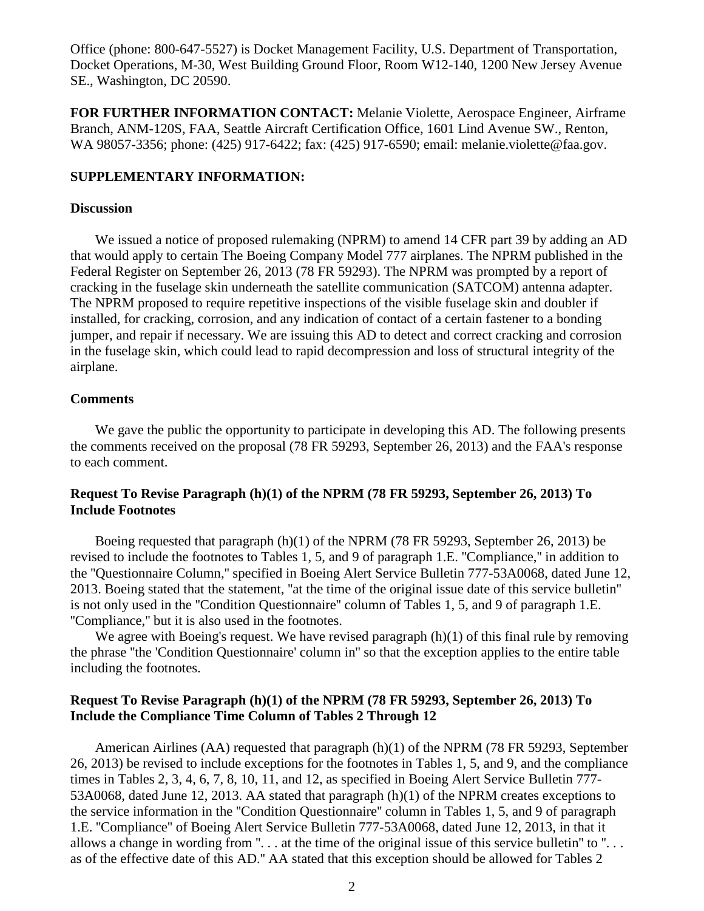Office (phone: 800-647-5527) is Docket Management Facility, U.S. Department of Transportation, Docket Operations, M-30, West Building Ground Floor, Room W12-140, 1200 New Jersey Avenue SE., Washington, DC 20590.

**FOR FURTHER INFORMATION CONTACT:** Melanie Violette, Aerospace Engineer, Airframe Branch, ANM-120S, FAA, Seattle Aircraft Certification Office, 1601 Lind Avenue SW., Renton, WA 98057-3356; phone: (425) 917-6422; fax: (425) 917-6590; email: melanie.violette@faa.gov.

**SUPPLEMENTARY INFORMATION:**

**Discussion**

We issued a notice of proposed rulemaking (NPRM) to amend 14 CFR part 39 by adding an AD that would apply to certain The Boeing Company Model 777 airplanes. The NPRM published in the Federal Register on September 26, 2013 (78 FR 59293). The NPRM was prompted by a report of cracking in the fuselage skin underneath the satellite communication (SATCOM) antenna adapter. The NPRM proposed to require repetitive inspections of the visible fuselage skin and doubler if installed, for cracking, corrosion, and any indication of contact of a certain fastener to a bonding jumper, and repair if necessary. We are issuing this AD to detect and correct cracking and corrosion in the fuselage skin, which could lead to rapid decompression and loss of structural integrity of the airplane.

**Comments**

We gave the public the opportunity to participate in developing this AD. The following presents the comments received on the proposal (78 FR 59293, September 26, 2013) and the FAA's response to each comment.

**Request To Revise Paragraph (h)(1) of the NPRM (78 FR 59293, September 26, 2013) To Include Footnotes**

Boeing requested that paragraph (h)(1) of the NPRM (78 FR 59293, September 26, 2013) be revised to include the footnotes to Tables 1, 5, and 9 of paragraph 1.E. "Compliance," in addition to the "Questionnaire Column," specified in Boeing Alert Service Bulletin 777-53A0068, dated June 12, 2013. Boeing stated that the statement, "at the time of the original issue date of this service bulletin" is not only used in the "Condition Questionnaire" column of Tables 1, 5, and 9 of paragraph 1.E. "Compliance," but it is also used in the footnotes.

We agree with Boeing's request. We have revised paragraph (h)(1) of this final rule by removing the phrase "the 'Condition Questionnaire' column in" so that the exception applies to the entire table including the footnotes.

**Request To Revise Paragraph (h)(1) of the NPRM (78 FR 59293, September 26, 2013) To Include the Compliance Time Column of Tables 2 Through 12**

American Airlines (AA) requested that paragraph (h)(1) of the NPRM (78 FR 59293, September 26, 2013) be revised to include exceptions for the footnotes in Tables 1, 5, and 9, and the compliance times in Tables 2, 3, 4, 6, 7, 8, 10, 11, and 12, as specified in Boeing Alert Service Bulletin 777-53A0068, dated June 12, 2013. AA stated that paragraph (h)(1) of the NPRM creates exceptions to the service information in the "Condition Questionnaire" column in Tables 1, 5, and 9 of paragraph 1.E. "Compliance" of Boeing Alert Service Bulletin 777-53A0068, dated June 12, 2013, in that it allows a change in wording from ". . . at the time of the original issue of this service bulletin" to ". . . as of the effective date of this AD." AA stated that this exception should be allowed for Tables 2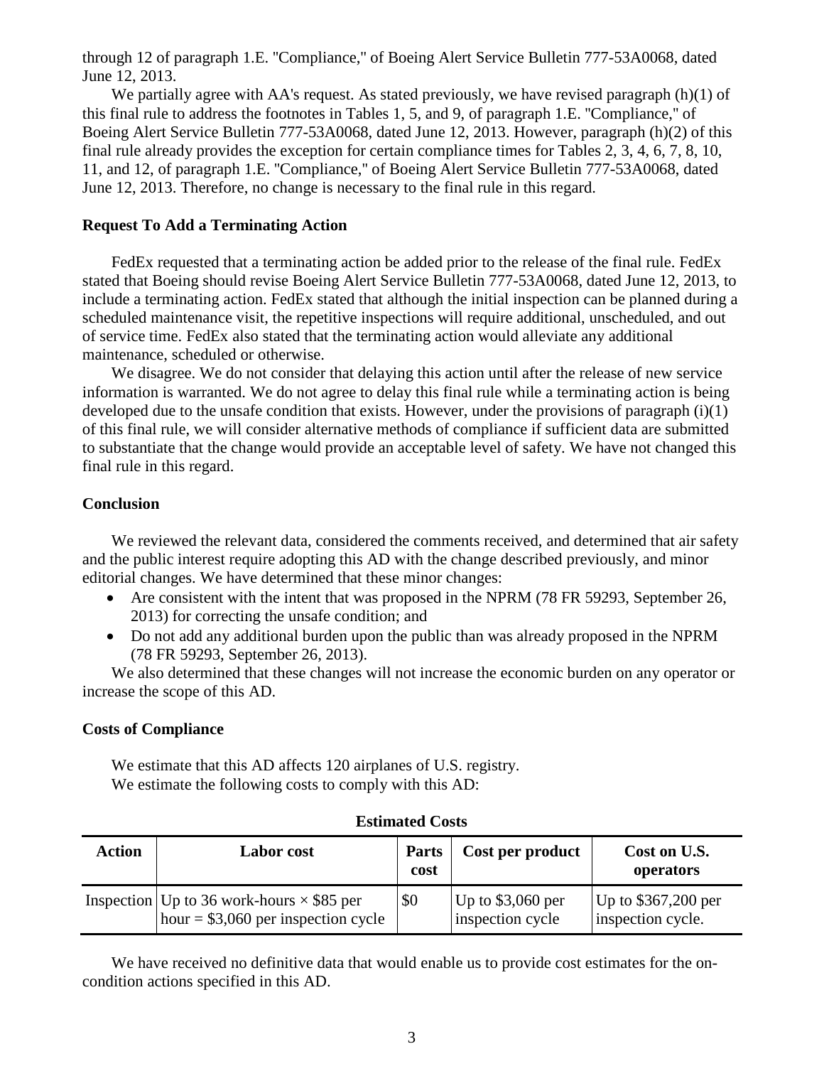through 12 of paragraph 1.E. "Compliance," of Boeing Alert Service Bulletin 777-53A0068, dated June 12, 2013.

We partially agree with AA's request. As stated previously, we have revised paragraph (h)(1) of this final rule to address the footnotes in Tables 1, 5, and 9, of paragraph 1.E. "Compliance," of Boeing Alert Service Bulletin 777-53A0068, dated June 12, 2013. However, paragraph (h)(2) of this final rule already provides the exception for certain compliance times for Tables 2, 3, 4, 6, 7, 8, 10, 11, and 12, of paragraph 1.E. "Compliance," of Boeing Alert Service Bulletin 777-53A0068, dated June 12, 2013. Therefore, no change is necessary to the final rule in this regard.

**Request To Add a Terminating Action**

FedEx requested that a terminating action be added prior to the release of the final rule. FedEx stated that Boeing should revise Boeing Alert Service Bulletin 777-53A0068, dated June 12, 2013, to include a terminating action. FedEx stated that although the initial inspection can be planned during a scheduled maintenance visit, the repetitive inspections will require additional, unscheduled, and out of service time. FedEx also stated that the terminating action would alleviate any additional maintenance, scheduled or otherwise.

We disagree. We do not consider that delaying this action until after the release of new service information is warranted. We do not agree to delay this final rule while a terminating action is being developed due to the unsafe condition that exists. However, under the provisions of paragraph (i)(1) of this final rule, we will consider alternative methods of compliance if sufficient data are submitted to substantiate that the change would provide an acceptable level of safety. We have not changed this final rule in this regard.

**Conclusion**

We reviewed the relevant data, considered the comments received, and determined that air safety and the public interest require adopting this AD with the change described previously, and minor editorial changes. We have determined that these minor changes:

- Are consistent with the intent that was proposed in the NPRM (78 FR 59293, September 26, 2013) for correcting the unsafe condition; and
- Do not add any additional burden upon the public than was already proposed in the NPRM (78 FR 59293, September 26, 2013).

We also determined that these changes will not increase the economic burden on any operator or increase the scope of this AD.

**Costs of Compliance**

We estimate that this AD affects 120 airplanes of U.S. registry.

We estimate the following costs to comply with this AD:

**Estimated Costs**

| Action | Labor cost | Parts cost | Cost per product | Cost on U.S. operators |
|---|---|---|---|---|
| Inspection | Up to 36 work-hours × \$85 per hour = \$3,060 per inspection cycle | \$0 | Up to \$3,060 per inspection cycle | Up to \$367,200 per inspection cycle. |

We have received no definitive data that would enable us to provide cost estimates for the on-condition actions specified in this AD.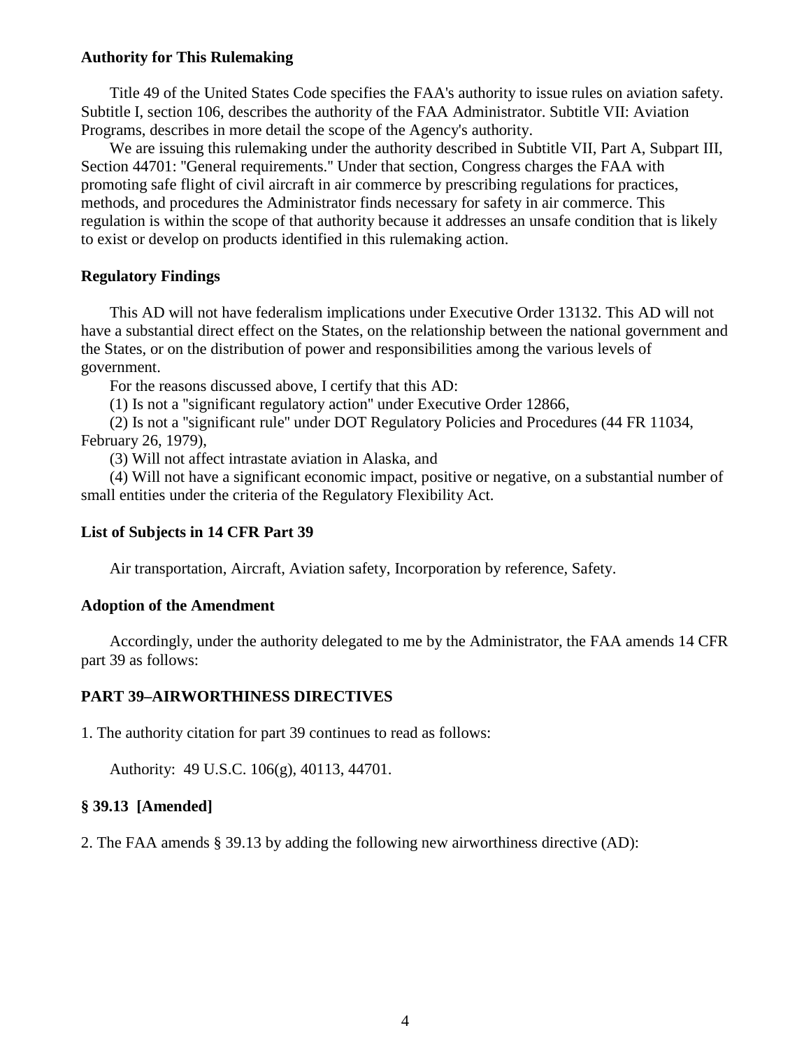**Authority for This Rulemaking**

Title 49 of the United States Code specifies the FAA's authority to issue rules on aviation safety. Subtitle I, section 106, describes the authority of the FAA Administrator. Subtitle VII: Aviation Programs, describes in more detail the scope of the Agency's authority.

We are issuing this rulemaking under the authority described in Subtitle VII, Part A, Subpart III, Section 44701: "General requirements." Under that section, Congress charges the FAA with promoting safe flight of civil aircraft in air commerce by prescribing regulations for practices, methods, and procedures the Administrator finds necessary for safety in air commerce. This regulation is within the scope of that authority because it addresses an unsafe condition that is likely to exist or develop on products identified in this rulemaking action.

**Regulatory Findings**

This AD will not have federalism implications under Executive Order 13132. This AD will not have a substantial direct effect on the States, on the relationship between the national government and the States, or on the distribution of power and responsibilities among the various levels of government.

For the reasons discussed above, I certify that this AD:

(1) Is not a "significant regulatory action" under Executive Order 12866,

(2) Is not a "significant rule" under DOT Regulatory Policies and Procedures (44 FR 11034, February 26, 1979),

(3) Will not affect intrastate aviation in Alaska, and

(4) Will not have a significant economic impact, positive or negative, on a substantial number of small entities under the criteria of the Regulatory Flexibility Act.

**List of Subjects in 14 CFR Part 39**

Air transportation, Aircraft, Aviation safety, Incorporation by reference, Safety.

**Adoption of the Amendment**

Accordingly, under the authority delegated to me by the Administrator, the FAA amends 14 CFR part 39 as follows:

**PART 39–AIRWORTHINESS DIRECTIVES**

1. The authority citation for part 39 continues to read as follows:

Authority: 49 U.S.C. 106(g), 40113, 44701.

**§ 39.13 [Amended]**

2. The FAA amends § 39.13 by adding the following new airworthiness directive (AD):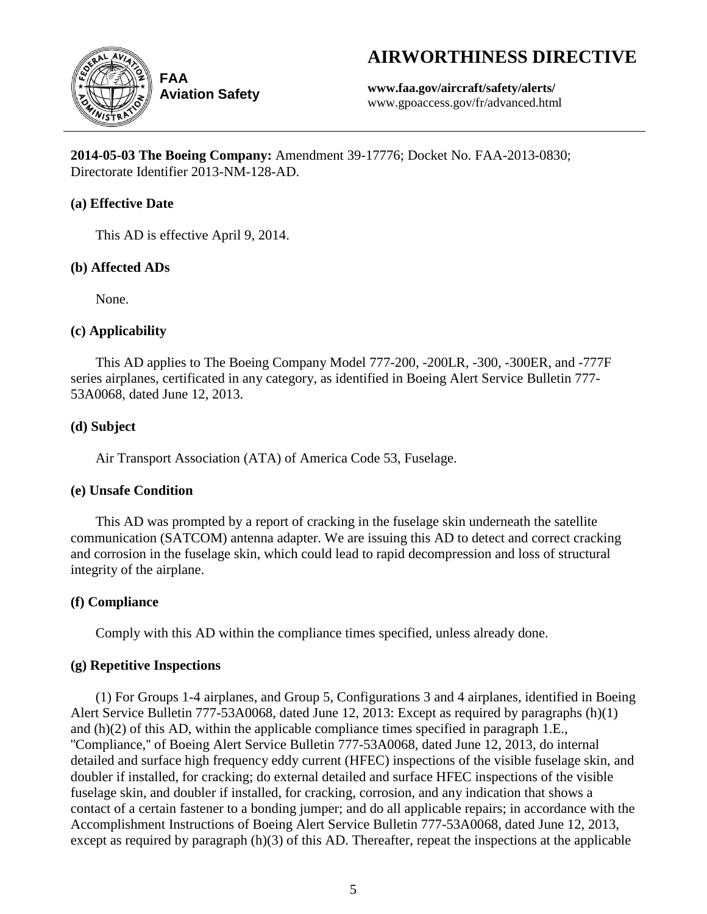# AIRWORTHINESS DIRECTIVE

**FAA**
**Aviation Safety**

**www.faa.gov/aircraft/safety/alerts/**
www.gpoaccess.gov/fr/advanced.html

---

**2014-05-03 The Boeing Company:** Amendment 39-17776; Docket No. FAA-2013-0830; Directorate Identifier 2013-NM-128-AD.

### (a) Effective Date

This AD is effective April 9, 2014.

### (b) Affected ADs

None.

### (c) Applicability

This AD applies to The Boeing Company Model 777-200, -200LR, -300, -300ER, and -777F series airplanes, certificated in any category, as identified in Boeing Alert Service Bulletin 777-53A0068, dated June 12, 2013.

### (d) Subject

Air Transport Association (ATA) of America Code 53, Fuselage.

### (e) Unsafe Condition

This AD was prompted by a report of cracking in the fuselage skin underneath the satellite communication (SATCOM) antenna adapter. We are issuing this AD to detect and correct cracking and corrosion in the fuselage skin, which could lead to rapid decompression and loss of structural integrity of the airplane.

### (f) Compliance

Comply with this AD within the compliance times specified, unless already done.

### (g) Repetitive Inspections

(1) For Groups 1-4 airplanes, and Group 5, Configurations 3 and 4 airplanes, identified in Boeing Alert Service Bulletin 777-53A0068, dated June 12, 2013: Except as required by paragraphs (h)(1) and (h)(2) of this AD, within the applicable compliance times specified in paragraph 1.E., "Compliance," of Boeing Alert Service Bulletin 777-53A0068, dated June 12, 2013, do internal detailed and surface high frequency eddy current (HFEC) inspections of the visible fuselage skin, and doubler if installed, for cracking; do external detailed and surface HFEC inspections of the visible fuselage skin, and doubler if installed, for cracking, corrosion, and any indication that shows a contact of a certain fastener to a bonding jumper; and do all applicable repairs; in accordance with the Accomplishment Instructions of Boeing Alert Service Bulletin 777-53A0068, dated June 12, 2013, except as required by paragraph (h)(3) of this AD. Thereafter, repeat the inspections at the applicable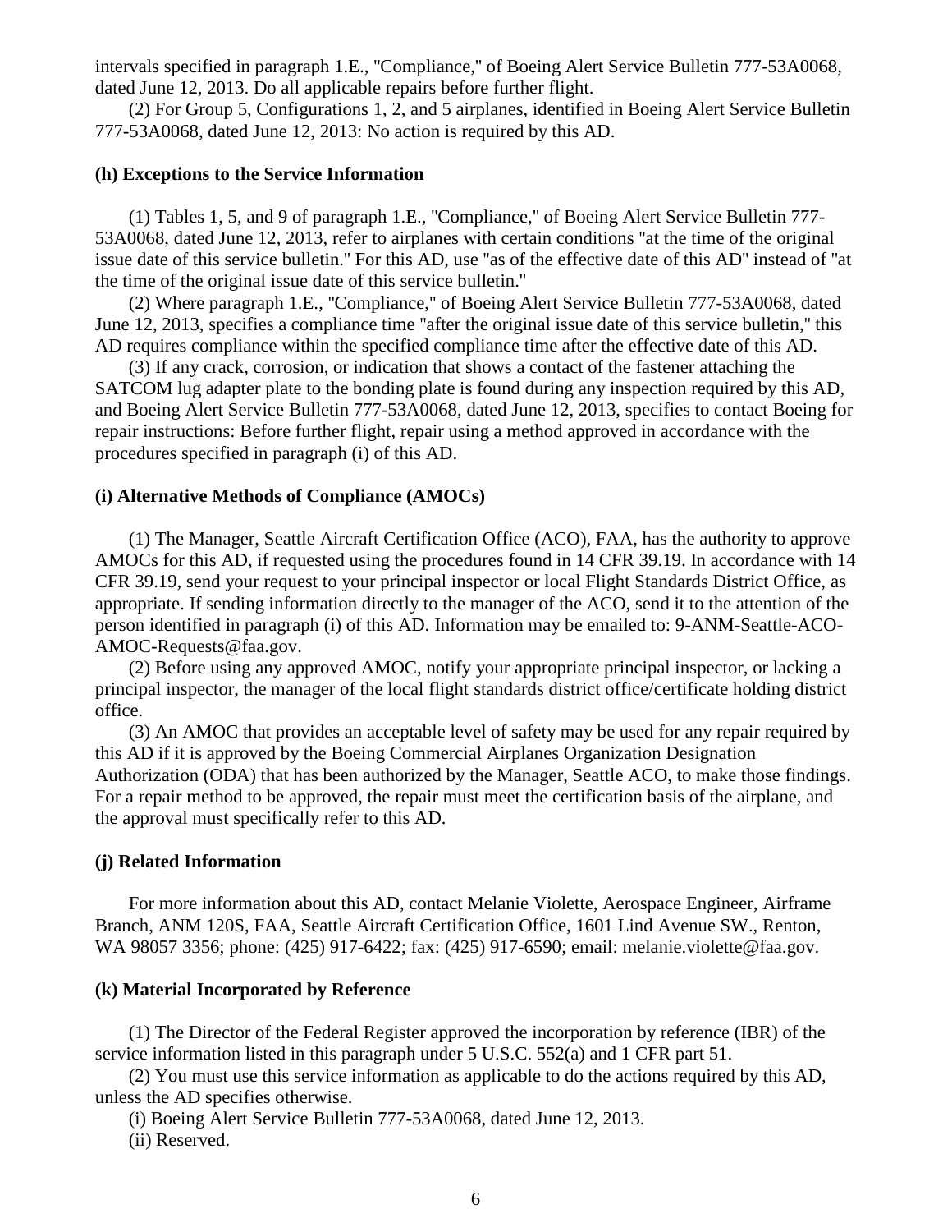intervals specified in paragraph 1.E., "Compliance," of Boeing Alert Service Bulletin 777-53A0068, dated June 12, 2013. Do all applicable repairs before further flight.

(2) For Group 5, Configurations 1, 2, and 5 airplanes, identified in Boeing Alert Service Bulletin 777-53A0068, dated June 12, 2013: No action is required by this AD.

**(h) Exceptions to the Service Information**

(1) Tables 1, 5, and 9 of paragraph 1.E., "Compliance," of Boeing Alert Service Bulletin 777-53A0068, dated June 12, 2013, refer to airplanes with certain conditions "at the time of the original issue date of this service bulletin." For this AD, use "as of the effective date of this AD" instead of "at the time of the original issue date of this service bulletin."

(2) Where paragraph 1.E., "Compliance," of Boeing Alert Service Bulletin 777-53A0068, dated June 12, 2013, specifies a compliance time "after the original issue date of this service bulletin," this AD requires compliance within the specified compliance time after the effective date of this AD.

(3) If any crack, corrosion, or indication that shows a contact of the fastener attaching the SATCOM lug adapter plate to the bonding plate is found during any inspection required by this AD, and Boeing Alert Service Bulletin 777-53A0068, dated June 12, 2013, specifies to contact Boeing for repair instructions: Before further flight, repair using a method approved in accordance with the procedures specified in paragraph (i) of this AD.

**(i) Alternative Methods of Compliance (AMOCs)**

(1) The Manager, Seattle Aircraft Certification Office (ACO), FAA, has the authority to approve AMOCs for this AD, if requested using the procedures found in 14 CFR 39.19. In accordance with 14 CFR 39.19, send your request to your principal inspector or local Flight Standards District Office, as appropriate. If sending information directly to the manager of the ACO, send it to the attention of the person identified in paragraph (i) of this AD. Information may be emailed to: 9-ANM-Seattle-ACO-AMOC-Requests@faa.gov.

(2) Before using any approved AMOC, notify your appropriate principal inspector, or lacking a principal inspector, the manager of the local flight standards district office/certificate holding district office.

(3) An AMOC that provides an acceptable level of safety may be used for any repair required by this AD if it is approved by the Boeing Commercial Airplanes Organization Designation Authorization (ODA) that has been authorized by the Manager, Seattle ACO, to make those findings. For a repair method to be approved, the repair must meet the certification basis of the airplane, and the approval must specifically refer to this AD.

**(j) Related Information**

For more information about this AD, contact Melanie Violette, Aerospace Engineer, Airframe Branch, ANM 120S, FAA, Seattle Aircraft Certification Office, 1601 Lind Avenue SW., Renton, WA 98057 3356; phone: (425) 917-6422; fax: (425) 917-6590; email: melanie.violette@faa.gov.

**(k) Material Incorporated by Reference**

(1) The Director of the Federal Register approved the incorporation by reference (IBR) of the service information listed in this paragraph under 5 U.S.C. 552(a) and 1 CFR part 51.

(2) You must use this service information as applicable to do the actions required by this AD, unless the AD specifies otherwise.

(i) Boeing Alert Service Bulletin 777-53A0068, dated June 12, 2013.

(ii) Reserved.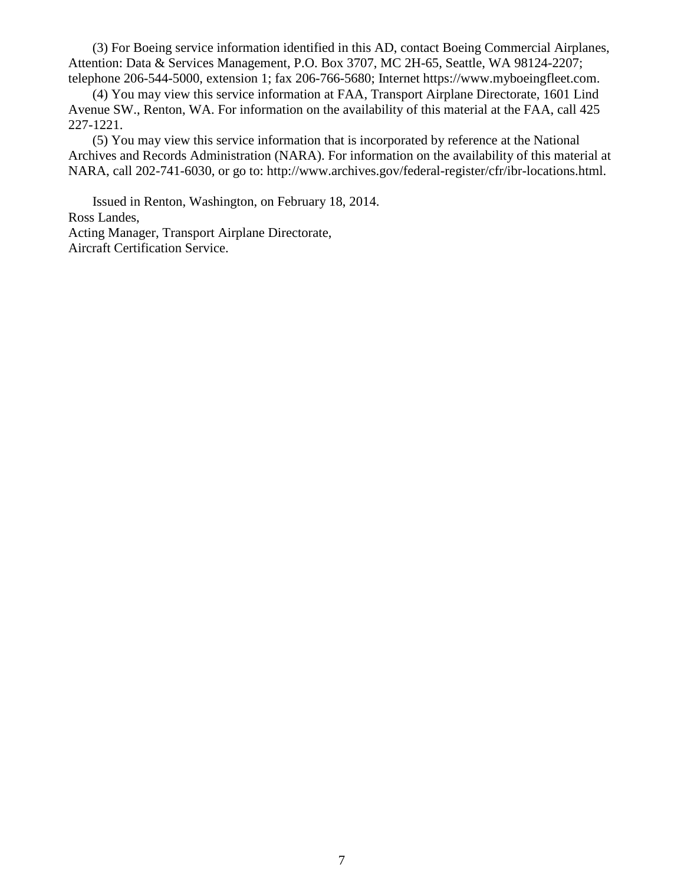(3) For Boeing service information identified in this AD, contact Boeing Commercial Airplanes, Attention: Data & Services Management, P.O. Box 3707, MC 2H-65, Seattle, WA 98124-2207; telephone 206-544-5000, extension 1; fax 206-766-5680; Internet https://www.myboeingfleet.com.

(4) You may view this service information at FAA, Transport Airplane Directorate, 1601 Lind Avenue SW., Renton, WA. For information on the availability of this material at the FAA, call 425 227-1221.

(5) You may view this service information that is incorporated by reference at the National Archives and Records Administration (NARA). For information on the availability of this material at NARA, call 202-741-6030, or go to: http://www.archives.gov/federal-register/cfr/ibr-locations.html.

Issued in Renton, Washington, on February 18, 2014.

Ross Landes,
Acting Manager, Transport Airplane Directorate,
Aircraft Certification Service.